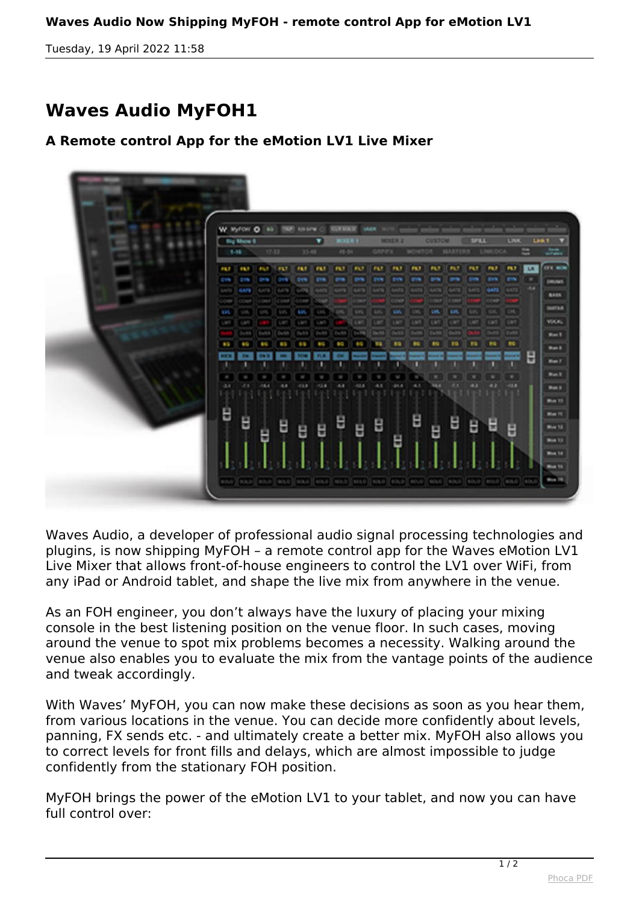# Waves Audio MyFOH1

### A Remote control App for the eMotion LV1 Live Mixer

Waves Audio, a developer of professional audio signal processing technologies and plugins, is now shipping MyFOH – a remote control app for the Waves eMotion LV1 Live Mixer that allows front-of-house engineers to control the LV1 over WiFi, from any iPad or Android tablet, and shape the live mix from anywhere in the venue.

As an FOH engineer, you don't always have the luxury of placing your mixing console in the best listening position on the venue floor. In such cases, moving around the venue to spot mix problems becomes a necessity. Walking around the venue also enables you to evaluate the mix from the vantage points of the audience and tweak accordingly.

With Waves' MyFOH, you can now make these decisions as soon as you hear them, from various locations in the venue. You can decide more confidently about levels, panning, FX sends etc. - and ultimately create a better mix. MyFOH also allows you to correct levels for front fills and delays, which are almost impossible to judge confidently from the stationary FOH position.

MyFOH brings the power of the eMotion LV1 to your tablet, and now you can have full control over: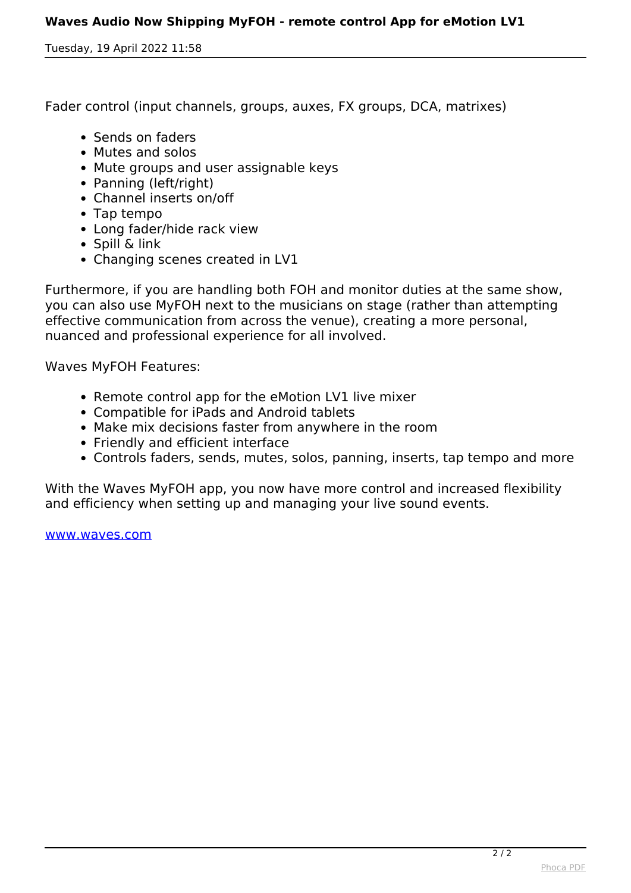Fader control (input channels, groups, auxes, FX groups, DCA, matrixes)

- Sends on faders
- Mutes and solos
- Mute groups and user assignable keys
- Panning (left/right)
- Channel inserts on/off
- Tap tempo
- Long fader/hide rack view
- Spill & link
- Changing scenes created in LV1

Furthermore, if you are handling both FOH and monitor duties at the same show, you can also use MyFOH next to the musicians on stage (rather than attempting effective communication from across the venue), creating a more personal, nuanced and professional experience for all involved.

Waves MyFOH Features:

- Remote control app for the eMotion LV1 live mixer
- Compatible for iPads and Android tablets
- Make mix decisions faster from anywhere in the room
- Friendly and efficient interface
- Controls faders, sends, mutes, solos, panning, inserts, tap tempo and more

With the Waves MyFOH app, you now have more control and increased flexibility and efficiency when setting up and managing your live sound events.

[www.waves.com](http://www.waves.com)